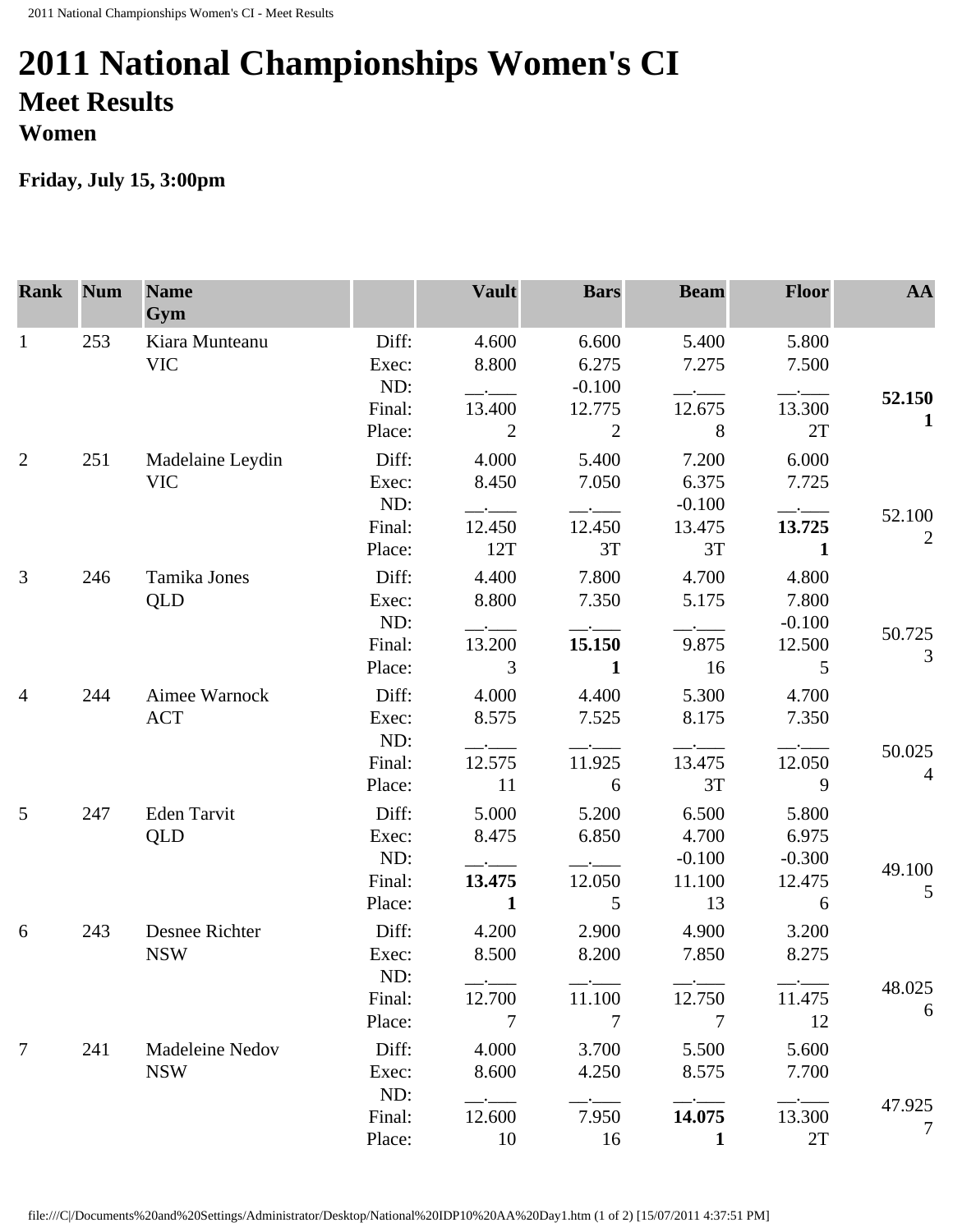# 2011 National Championships Women's CI

## Meet Results

### Women

**Friday, July 15, 3:00pm**

| Rank | Num | Name<br>Gym | | Vault | Bars | Beam | Floor | AA |
|---|---|---|---|---|---|---|---|---|
| 1 | 253 | Kiara Munteanu<br>VIC | Diff:<br>Exec:<br>ND:<br>Final:<br>Place: | 4.600<br>8.800<br>\_\_.\_\_\_<br>13.400<br>2 | 6.600<br>6.275<br>-0.100<br>12.775<br>2 | 5.400<br>7.275<br>\_\_.\_\_\_<br>12.675<br>8 | 5.800<br>7.500<br>\_\_.\_\_\_<br>13.300<br>2T | **52.150**<br>**1** |
| 2 | 251 | Madelaine Leydin<br>VIC | Diff:<br>Exec:<br>ND:<br>Final:<br>Place: | 4.000<br>8.450<br>\_\_.\_\_\_<br>12.450<br>12T | 5.400<br>7.050<br>\_\_.\_\_\_<br>12.450<br>3T | 7.200<br>6.375<br>-0.100<br>13.475<br>3T | 6.000<br>7.725<br>\_\_.\_\_\_<br>**13.725**<br>**1** | 52.100<br>2 |
| 3 | 246 | Tamika Jones<br>QLD | Diff:<br>Exec:<br>ND:<br>Final:<br>Place: | 4.400<br>8.800<br>\_\_.\_\_\_<br>13.200<br>3 | 7.800<br>7.350<br>\_\_.\_\_\_<br>**15.150**<br>**1** | 4.700<br>5.175<br>\_\_.\_\_\_<br>9.875<br>16 | 4.800<br>7.800<br>-0.100<br>12.500<br>5 | 50.725<br>3 |
| 4 | 244 | Aimee Warnock<br>ACT | Diff:<br>Exec:<br>ND:<br>Final:<br>Place: | 4.000<br>8.575<br>\_\_.\_\_\_<br>12.575<br>11 | 4.400<br>7.525<br>\_\_.\_\_\_<br>11.925<br>6 | 5.300<br>8.175<br>\_\_.\_\_\_<br>13.475<br>3T | 4.700<br>7.350<br>\_\_.\_\_\_<br>12.050<br>9 | 50.025<br>4 |
| 5 | 247 | Eden Tarvit<br>QLD | Diff:<br>Exec:<br>ND:<br>Final:<br>Place: | 5.000<br>8.475<br>\_\_.\_\_\_<br>**13.475**<br>**1** | 5.200<br>6.850<br>\_\_.\_\_\_<br>12.050<br>5 | 6.500<br>4.700<br>-0.100<br>11.100<br>13 | 5.800<br>6.975<br>-0.300<br>12.475<br>6 | 49.100<br>5 |
| 6 | 243 | Desnee Richter<br>NSW | Diff:<br>Exec:<br>ND:<br>Final:<br>Place: | 4.200<br>8.500<br>\_\_.\_\_\_<br>12.700<br>7 | 2.900<br>8.200<br>\_\_.\_\_\_<br>11.100<br>7 | 4.900<br>7.850<br>\_\_.\_\_\_<br>12.750<br>7 | 3.200<br>8.275<br>\_\_.\_\_\_<br>11.475<br>12 | 48.025<br>6 |
| 7 | 241 | Madeleine Nedov<br>NSW | Diff:<br>Exec:<br>ND:<br>Final:<br>Place: | 4.000<br>8.600<br>\_\_.\_\_\_<br>12.600<br>10 | 3.700<br>4.250<br>\_\_.\_\_\_<br>7.950<br>16 | 5.500<br>8.575<br>\_\_.\_\_\_<br>**14.075**<br>**1** | 5.600<br>7.700<br>\_\_.\_\_\_<br>13.300<br>2T | 47.925<br>7 |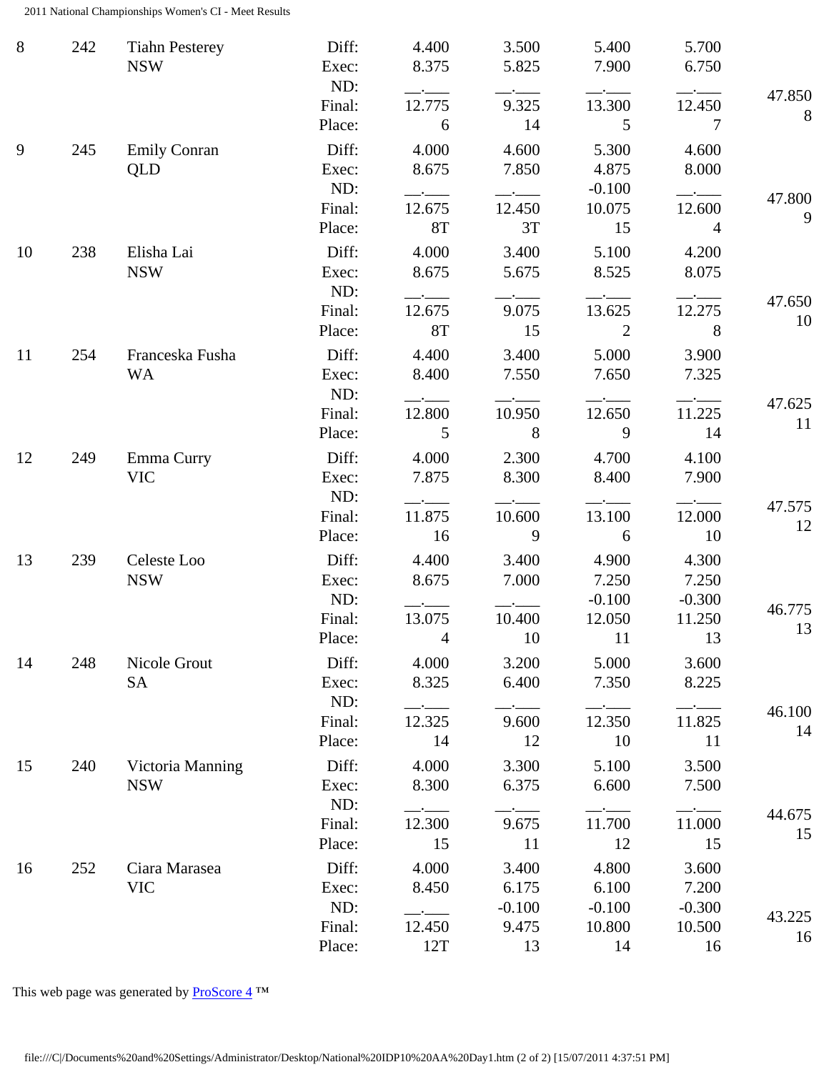| | | | | | | | | |
|---|---|---|---|---|---|---|---|---|
| 8 | 242 | Tiahn Pesterey NSW | Diff: | 4.400 | 3.500 | 5.400 | 5.700 | |
| | | | Exec: | 8.375 | 5.825 | 7.900 | 6.750 | |
| | | | ND: | __.___ | __.___ | __.___ | __.___ | |
| | | | Final: | 12.775 | 9.325 | 13.300 | 12.450 | 47.850 |
| | | | Place: | 6 | 14 | 5 | 7 | 8 |
| 9 | 245 | Emily Conran QLD | Diff: | 4.000 | 4.600 | 5.300 | 4.600 | |
| | | | Exec: | 8.675 | 7.850 | 4.875 | 8.000 | |
| | | | ND: | __.___ | __.___ | -0.100 | __.___ | |
| | | | Final: | 12.675 | 12.450 | 10.075 | 12.600 | 47.800 |
| | | | Place: | 8T | 3T | 15 | 4 | 9 |
| 10 | 238 | Elisha Lai NSW | Diff: | 4.000 | 3.400 | 5.100 | 4.200 | |
| | | | Exec: | 8.675 | 5.675 | 8.525 | 8.075 | |
| | | | ND: | __.___ | __.___ | __.___ | __.___ | |
| | | | Final: | 12.675 | 9.075 | 13.625 | 12.275 | 47.650 |
| | | | Place: | 8T | 15 | 2 | 8 | 10 |
| 11 | 254 | Franceska Fusha WA | Diff: | 4.400 | 3.400 | 5.000 | 3.900 | |
| | | | Exec: | 8.400 | 7.550 | 7.650 | 7.325 | |
| | | | ND: | __.___ | __.___ | __.___ | __.___ | |
| | | | Final: | 12.800 | 10.950 | 12.650 | 11.225 | 47.625 |
| | | | Place: | 5 | 8 | 9 | 14 | 11 |
| 12 | 249 | Emma Curry VIC | Diff: | 4.000 | 2.300 | 4.700 | 4.100 | |
| | | | Exec: | 7.875 | 8.300 | 8.400 | 7.900 | |
| | | | ND: | __.___ | __.___ | __.___ | __.___ | |
| | | | Final: | 11.875 | 10.600 | 13.100 | 12.000 | 47.575 |
| | | | Place: | 16 | 9 | 6 | 10 | 12 |
| 13 | 239 | Celeste Loo NSW | Diff: | 4.400 | 3.400 | 4.900 | 4.300 | |
| | | | Exec: | 8.675 | 7.000 | 7.250 | 7.250 | |
| | | | ND: | __.___ | __.___ | -0.100 | -0.300 | |
| | | | Final: | 13.075 | 10.400 | 12.050 | 11.250 | 46.775 |
| | | | Place: | 4 | 10 | 11 | 13 | 13 |
| 14 | 248 | Nicole Grout SA | Diff: | 4.000 | 3.200 | 5.000 | 3.600 | |
| | | | Exec: | 8.325 | 6.400 | 7.350 | 8.225 | |
| | | | ND: | __.___ | __.___ | __.___ | __.___ | |
| | | | Final: | 12.325 | 9.600 | 12.350 | 11.825 | 46.100 |
| | | | Place: | 14 | 12 | 10 | 11 | 14 |
| 15 | 240 | Victoria Manning NSW | Diff: | 4.000 | 3.300 | 5.100 | 3.500 | |
| | | | Exec: | 8.300 | 6.375 | 6.600 | 7.500 | |
| | | | ND: | __.___ | __.___ | __.___ | __.___ | |
| | | | Final: | 12.300 | 9.675 | 11.700 | 11.000 | 44.675 |
| | | | Place: | 15 | 11 | 12 | 15 | 15 |
| 16 | 252 | Ciara Marasea VIC | Diff: | 4.000 | 3.400 | 4.800 | 3.600 | |
| | | | Exec: | 8.450 | 6.175 | 6.100 | 7.200 | |
| | | | ND: | __.___ | -0.100 | -0.100 | -0.300 | |
| | | | Final: | 12.450 | 9.475 | 10.800 | 10.500 | 43.225 |
| | | | Place: | 12T | 13 | 14 | 16 | 16 |

This web page was generated by ProScore 4 ™